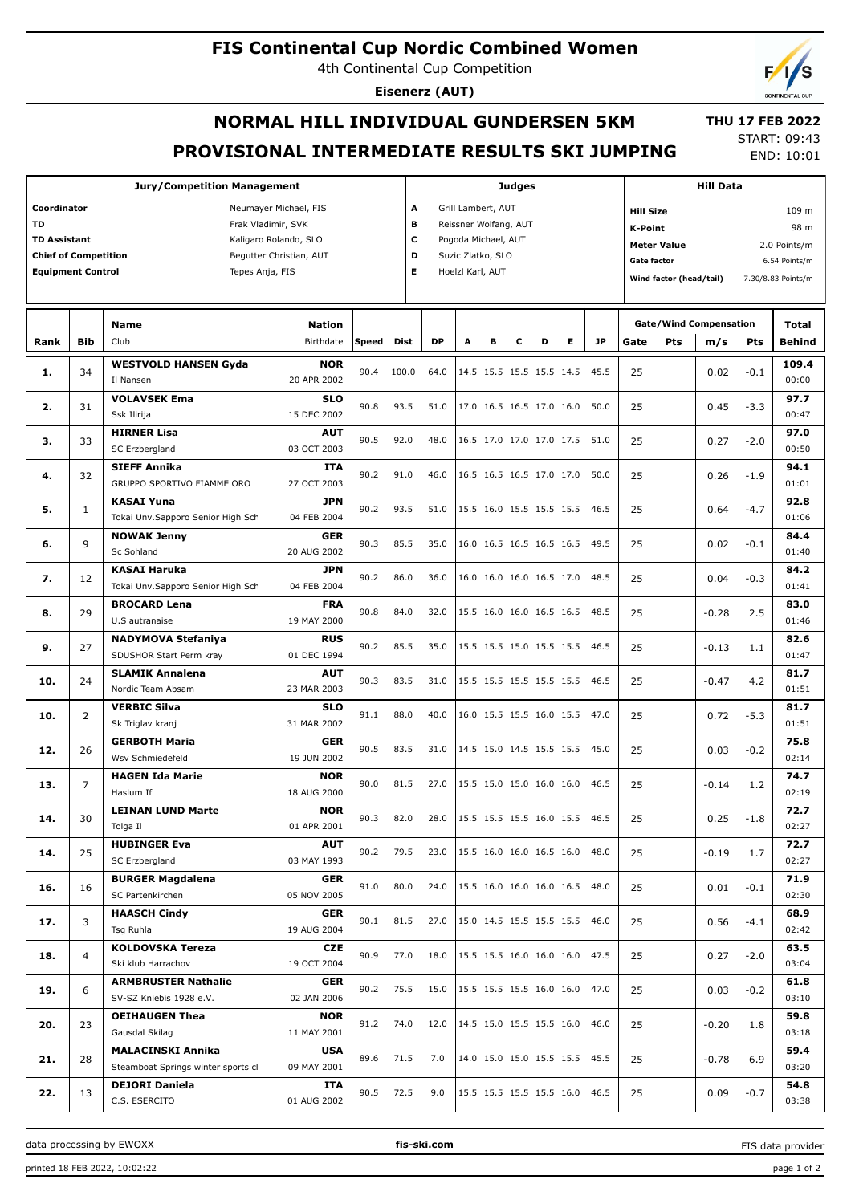# FIS Continental Cup Nordic Combined Women

4th Continental Cup Competition

**Eisenerz (AUT)**

## NORMAL HILL INDIVIDUAL GUNDERSEN 5KM

## PROVISIONAL INTERMEDIATE RESULTS SKI JUMPING

**THU 17 FEB 2022**
START: 09:43
END: 10:01

| Jury/Competition Management | | Judges | | Hill Data | |
|---|---|---|---|---|---|
| Coordinator | Neumayer Michael, FIS | A | Grill Lambert, AUT | Hill Size | 109 m |
| TD | Frak Vladimir, SVK | B | Reissner Wolfang, AUT | K-Point | 98 m |
| TD Assistant | Kaligaro Rolando, SLO | C | Pogoda Michael, AUT | Meter Value | 2.0 Points/m |
| Chief of Competition | Begutter Christian, AUT | D | Suzic Zlatko, SLO | Gate factor | 6.54 Points/m |
| Equipment Control | Tepes Anja, FIS | E | Hoelzl Karl, AUT | Wind factor (head/tail) | 7.30/8.83 Points/m |

| Rank | Bib | Name / Club | Nation / Birthdate | Speed | Dist | DP | A | B | C | D | E | JP | Gate | Pts | m/s | Pts | Total / Behind |
|---|---|---|---|---|---|---|---|---|---|---|---|---|---|---|---|---|---|
| 1. | 34 | WESTVOLD HANSEN Gyda / Il Nansen | NOR / 20 APR 2002 | 90.4 | 100.0 | 64.0 | 14.5 | 15.5 | 15.5 | 15.5 | 14.5 | 45.5 | 25 | | 0.02 | -0.1 | 109.4 / 00:00 |
| 2. | 31 | VOLAVSEK Ema / Ssk Ilirija | SLO / 15 DEC 2002 | 90.8 | 93.5 | 51.0 | 17.0 | 16.5 | 16.5 | 17.0 | 16.0 | 50.0 | 25 | | 0.45 | -3.3 | 97.7 / 00:47 |
| 3. | 33 | HIRNER Lisa / SC Erzbergland | AUT / 03 OCT 2003 | 90.5 | 92.0 | 48.0 | 16.5 | 17.0 | 17.0 | 17.0 | 17.5 | 51.0 | 25 | | 0.27 | -2.0 | 97.0 / 00:50 |
| 4. | 32 | SIEFF Annika / GRUPPO SPORTIVO FIAMME ORO | ITA / 27 OCT 2003 | 90.2 | 91.0 | 46.0 | 16.5 | 16.5 | 16.5 | 17.0 | 17.0 | 50.0 | 25 | | 0.26 | -1.9 | 94.1 / 01:01 |
| 5. | 1 | KASAI Yuna / Tokai Unv.Sapporo Senior High Sch | JPN / 04 FEB 2004 | 90.2 | 93.5 | 51.0 | 15.5 | 16.0 | 15.5 | 15.5 | 15.5 | 46.5 | 25 | | 0.64 | -4.7 | 92.8 / 01:06 |
| 6. | 9 | NOWAK Jenny / Sc Sohland | GER / 20 AUG 2002 | 90.3 | 85.5 | 35.0 | 16.0 | 16.5 | 16.5 | 16.5 | 16.5 | 49.5 | 25 | | 0.02 | -0.1 | 84.4 / 01:40 |
| 7. | 12 | KASAI Haruka / Tokai Unv.Sapporo Senior High Sch | JPN / 04 FEB 2004 | 90.2 | 86.0 | 36.0 | 16.0 | 16.0 | 16.0 | 16.5 | 17.0 | 48.5 | 25 | | 0.04 | -0.3 | 84.2 / 01:41 |
| 8. | 29 | BROCARD Lena / U.S autranaise | FRA / 19 MAY 2000 | 90.8 | 84.0 | 32.0 | 15.5 | 16.0 | 16.0 | 16.5 | 16.5 | 48.5 | 25 | | -0.28 | 2.5 | 83.0 / 01:46 |
| 9. | 27 | NADYMOVA Stefaniya / SDUSHOR Start Perm kray | RUS / 01 DEC 1994 | 90.2 | 85.5 | 35.0 | 15.5 | 15.5 | 15.0 | 15.5 | 15.5 | 46.5 | 25 | | -0.13 | 1.1 | 82.6 / 01:47 |
| 10. | 24 | SLAMIK Annalena / Nordic Team Absam | AUT / 23 MAR 2003 | 90.3 | 83.5 | 31.0 | 15.5 | 15.5 | 15.5 | 15.5 | 15.5 | 46.5 | 25 | | -0.47 | 4.2 | 81.7 / 01:51 |
| 10. | 2 | VERBIC Silva / Sk Triglav kranj | SLO / 31 MAR 2002 | 91.1 | 88.0 | 40.0 | 16.0 | 15.5 | 15.5 | 16.0 | 15.5 | 47.0 | 25 | | 0.72 | -5.3 | 81.7 / 01:51 |
| 12. | 26 | GERBOTH Maria / Wsv Schmiedefeld | GER / 19 JUN 2002 | 90.5 | 83.5 | 31.0 | 14.5 | 15.0 | 14.5 | 15.5 | 15.5 | 45.0 | 25 | | 0.03 | -0.2 | 75.8 / 02:14 |
| 13. | 7 | HAGEN Ida Marie / Haslum If | NOR / 18 AUG 2000 | 90.0 | 81.5 | 27.0 | 15.5 | 15.0 | 15.0 | 16.0 | 16.0 | 46.5 | 25 | | -0.14 | 1.2 | 74.7 / 02:19 |
| 14. | 30 | LEINAN LUND Marte / Tolga Il | NOR / 01 APR 2001 | 90.3 | 82.0 | 28.0 | 15.5 | 15.5 | 15.5 | 16.0 | 15.5 | 46.5 | 25 | | 0.25 | -1.8 | 72.7 / 02:27 |
| 14. | 25 | HUBINGER Eva / SC Erzbergland | AUT / 03 MAY 1993 | 90.2 | 79.5 | 23.0 | 15.5 | 16.0 | 16.0 | 16.5 | 16.0 | 48.0 | 25 | | -0.19 | 1.7 | 72.7 / 02:27 |
| 16. | 16 | BURGER Magdalena / SC Partenkirchen | GER / 05 NOV 2005 | 91.0 | 80.0 | 24.0 | 15.5 | 16.0 | 16.0 | 16.0 | 16.5 | 48.0 | 25 | | 0.01 | -0.1 | 71.9 / 02:30 |
| 17. | 3 | HAASCH Cindy / Tsg Ruhla | GER / 19 AUG 2004 | 90.1 | 81.5 | 27.0 | 15.0 | 14.5 | 15.5 | 15.5 | 15.5 | 46.0 | 25 | | 0.56 | -4.1 | 68.9 / 02:42 |
| 18. | 4 | KOLDOVSKA Tereza / Ski klub Harrachov | CZE / 19 OCT 2004 | 90.9 | 77.0 | 18.0 | 15.5 | 15.5 | 16.0 | 16.0 | 16.0 | 47.5 | 25 | | 0.27 | -2.0 | 63.5 / 03:04 |
| 19. | 6 | ARMBRUSTER Nathalie / SV-SZ Kniebis 1928 e.V. | GER / 02 JAN 2006 | 90.2 | 75.5 | 15.0 | 15.5 | 15.5 | 15.5 | 16.0 | 16.0 | 47.0 | 25 | | 0.03 | -0.2 | 61.8 / 03:10 |
| 20. | 23 | OEIHAUGEN Thea / Gausdal Skilag | NOR / 11 MAY 2001 | 91.2 | 74.0 | 12.0 | 14.5 | 15.0 | 15.5 | 15.5 | 16.0 | 46.0 | 25 | | -0.20 | 1.8 | 59.8 / 03:18 |
| 21. | 28 | MALACINSKI Annika / Steamboat Springs winter sports cl | USA / 09 MAY 2001 | 89.6 | 71.5 | 7.0 | 14.0 | 15.0 | 15.0 | 15.5 | 15.5 | 45.5 | 25 | | -0.78 | 6.9 | 59.4 / 03:20 |
| 22. | 13 | DEJORI Daniela / C.S. ESERCITO | ITA / 01 AUG 2002 | 90.5 | 72.5 | 9.0 | 15.5 | 15.5 | 15.5 | 15.5 | 16.0 | 46.5 | 25 | | 0.09 | -0.7 | 54.8 / 03:38 |

data processing by EWOXX — fis-ski.com — FIS data provider

printed 18 FEB 2022, 10:02:22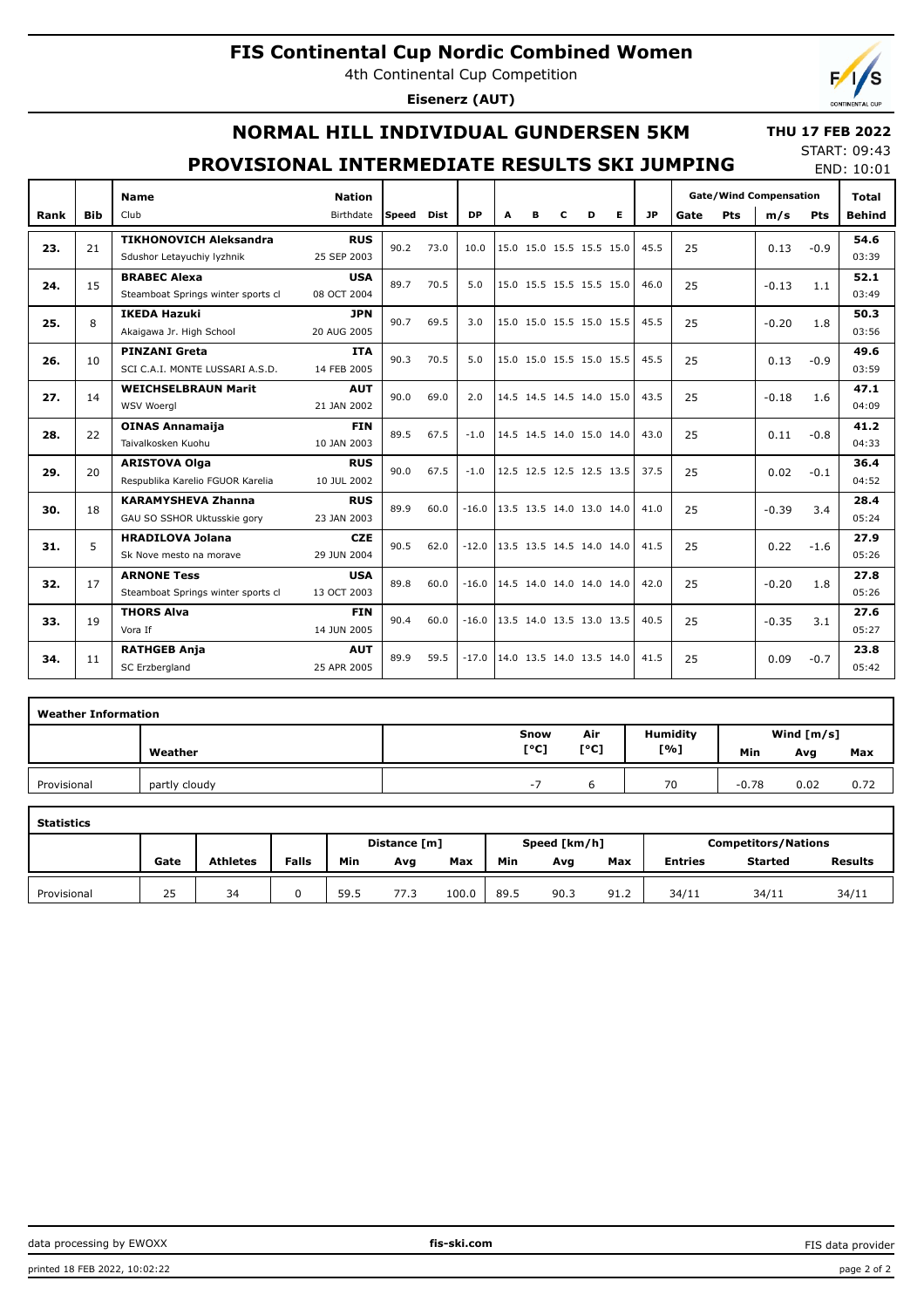# FIS Continental Cup Nordic Combined Women

4th Continental Cup Competition

**Eisenerz (AUT)**

## NORMAL HILL INDIVIDUAL GUNDERSEN 5KM

**THU 17 FEB 2022**

START: 09:43

END: 10:01

## PROVISIONAL INTERMEDIATE RESULTS SKI JUMPING

| Rank | Bib | Name / Club | Nation / Birthdate | Speed | Dist | DP | A | B | C | D | E | JP | Gate/Wind Compensation Gate | Pts | m/s | Pts | Total Behind |
|---|---|---|---|---|---|---|---|---|---|---|---|---|---|---|---|---|---|
| 23. | 21 | **TIKHONOVICH Aleksandra** Sdushor Letayuchiy lyzhnik | **RUS** 25 SEP 2003 | 90.2 | 73.0 | 10.0 | 15.0 | 15.0 | 15.5 | 15.5 | 15.0 | 45.5 | 25 | | 0.13 | -0.9 | **54.6** 03:39 |
| 24. | 15 | **BRABEC Alexa** Steamboat Springs winter sports cl | **USA** 08 OCT 2004 | 89.7 | 70.5 | 5.0 | 15.0 | 15.5 | 15.5 | 15.5 | 15.0 | 46.0 | 25 | | -0.13 | 1.1 | **52.1** 03:49 |
| 25. | 8 | **IKEDA Hazuki** Akaigawa Jr. High School | **JPN** 20 AUG 2005 | 90.7 | 69.5 | 3.0 | 15.0 | 15.0 | 15.5 | 15.0 | 15.5 | 45.5 | 25 | | -0.20 | 1.8 | **50.3** 03:56 |
| 26. | 10 | **PINZANI Greta** SCI C.A.I. MONTE LUSSARI A.S.D. | **ITA** 14 FEB 2005 | 90.3 | 70.5 | 5.0 | 15.0 | 15.0 | 15.5 | 15.0 | 15.5 | 45.5 | 25 | | 0.13 | -0.9 | **49.6** 03:59 |
| 27. | 14 | **WEICHSELBRAUN Marit** WSV Woergl | **AUT** 21 JAN 2002 | 90.0 | 69.0 | 2.0 | 14.5 | 14.5 | 14.5 | 14.0 | 15.0 | 43.5 | 25 | | -0.18 | 1.6 | **47.1** 04:09 |
| 28. | 22 | **OINAS Annamaija** Taivalkosken Kuohu | **FIN** 10 JAN 2003 | 89.5 | 67.5 | -1.0 | 14.5 | 14.5 | 14.0 | 15.0 | 14.0 | 43.0 | 25 | | 0.11 | -0.8 | **41.2** 04:33 |
| 29. | 20 | **ARISTOVA Olga** Respublika Karelio FGUOR Karelia | **RUS** 10 JUL 2002 | 90.0 | 67.5 | -1.0 | 12.5 | 12.5 | 12.5 | 12.5 | 13.5 | 37.5 | 25 | | 0.02 | -0.1 | **36.4** 04:52 |
| 30. | 18 | **KARAMYSHEVA Zhanna** GAU SO SSHOR Uktusskie gory | **RUS** 23 JAN 2003 | 89.9 | 60.0 | -16.0 | 13.5 | 13.5 | 14.0 | 13.0 | 14.0 | 41.0 | 25 | | -0.39 | 3.4 | **28.4** 05:24 |
| 31. | 5 | **HRADILOVA Jolana** Sk Nove mesto na morave | **CZE** 29 JUN 2004 | 90.5 | 62.0 | -12.0 | 13.5 | 13.5 | 14.5 | 14.0 | 14.0 | 41.5 | 25 | | 0.22 | -1.6 | **27.9** 05:26 |
| 32. | 17 | **ARNONE Tess** Steamboat Springs winter sports cl | **USA** 13 OCT 2003 | 89.8 | 60.0 | -16.0 | 14.5 | 14.0 | 14.0 | 14.0 | 14.0 | 42.0 | 25 | | -0.20 | 1.8 | **27.8** 05:26 |
| 33. | 19 | **THORS Alva** Vora If | **FIN** 14 JUN 2005 | 90.4 | 60.0 | -16.0 | 13.5 | 14.0 | 13.5 | 13.0 | 13.5 | 40.5 | 25 | | -0.35 | 3.1 | **27.6** 05:27 |
| 34. | 11 | **RATHGEB Anja** SC Erzbergland | **AUT** 25 APR 2005 | 89.9 | 59.5 | -17.0 | 14.0 | 13.5 | 14.0 | 13.5 | 14.0 | 41.5 | 25 | | 0.09 | -0.7 | **23.8** 05:42 |

### Weather Information

| | Weather | Snow [°C] | Air [°C] | Humidity [%] | Wind [m/s] Min | Avg | Max |
|---|---|---|---|---|---|---|---|
| Provisional | partly cloudy | -7 | 6 | 70 | -0.78 | 0.02 | 0.72 |

### Statistics

| | Gate | Athletes | Falls | Distance [m] Min | Avg | Max | Speed [km/h] Min | Avg | Max | Competitors/Nations Entries | Started | Results |
|---|---|---|---|---|---|---|---|---|---|---|---|---|
| Provisional | 25 | 34 | 0 | 59.5 | 77.3 | 100.0 | 89.5 | 90.3 | 91.2 | 34/11 | 34/11 | 34/11 |

data processing by EWOXX — fis-ski.com — FIS data provider

printed 18 FEB 2022, 10:02:22